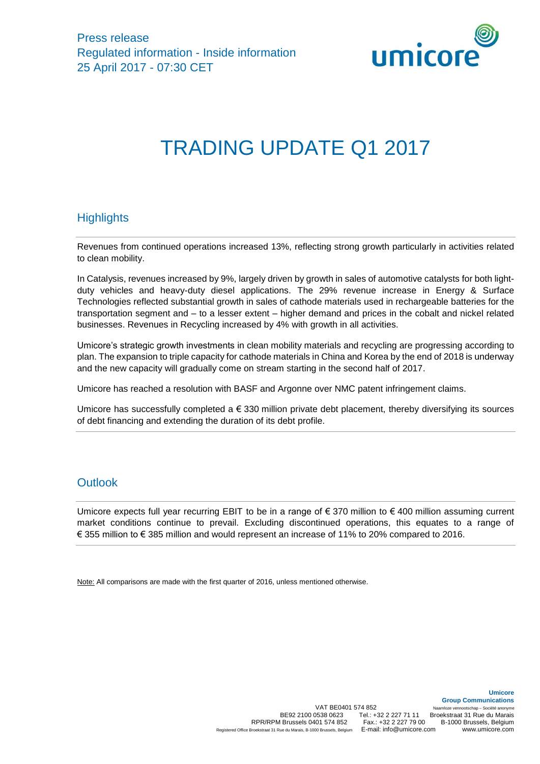Press release
Regulated information - Inside information
25 April 2017 - 07:30 CET

# TRADING UPDATE Q1 2017

## Highlights

Revenues from continued operations increased 13%, reflecting strong growth particularly in activities related to clean mobility.

In Catalysis, revenues increased by 9%, largely driven by growth in sales of automotive catalysts for both light-duty vehicles and heavy-duty diesel applications. The 29% revenue increase in Energy & Surface Technologies reflected substantial growth in sales of cathode materials used in rechargeable batteries for the transportation segment and – to a lesser extent – higher demand and prices in the cobalt and nickel related businesses. Revenues in Recycling increased by 4% with growth in all activities.

Umicore's strategic growth investments in clean mobility materials and recycling are progressing according to plan. The expansion to triple capacity for cathode materials in China and Korea by the end of 2018 is underway and the new capacity will gradually come on stream starting in the second half of 2017.

Umicore has reached a resolution with BASF and Argonne over NMC patent infringement claims.

Umicore has successfully completed a € 330 million private debt placement, thereby diversifying its sources of debt financing and extending the duration of its debt profile.

## Outlook

Umicore expects full year recurring EBIT to be in a range of € 370 million to € 400 million assuming current market conditions continue to prevail. Excluding discontinued operations, this equates to a range of € 355 million to € 385 million and would represent an increase of 11% to 20% compared to 2016.

Note: All comparisons are made with the first quarter of 2016, unless mentioned otherwise.

Umicore
Group Communications
VAT BE0401 574 852
BE92 2100 0538 0623
RPR/RPM Brussels 0401 574 852
Registered Office Broekstraat 31 Rue du Marais, B-1000 Brussels, Belgium
Tel.: +32 2 227 71 11
Fax.: +32 2 227 79 00
E-mail: info@umicore.com
Naamloze vennootschap – Société anonyme
Broekstraat 31 Rue du Marais
B-1000 Brussels, Belgium
www.umicore.com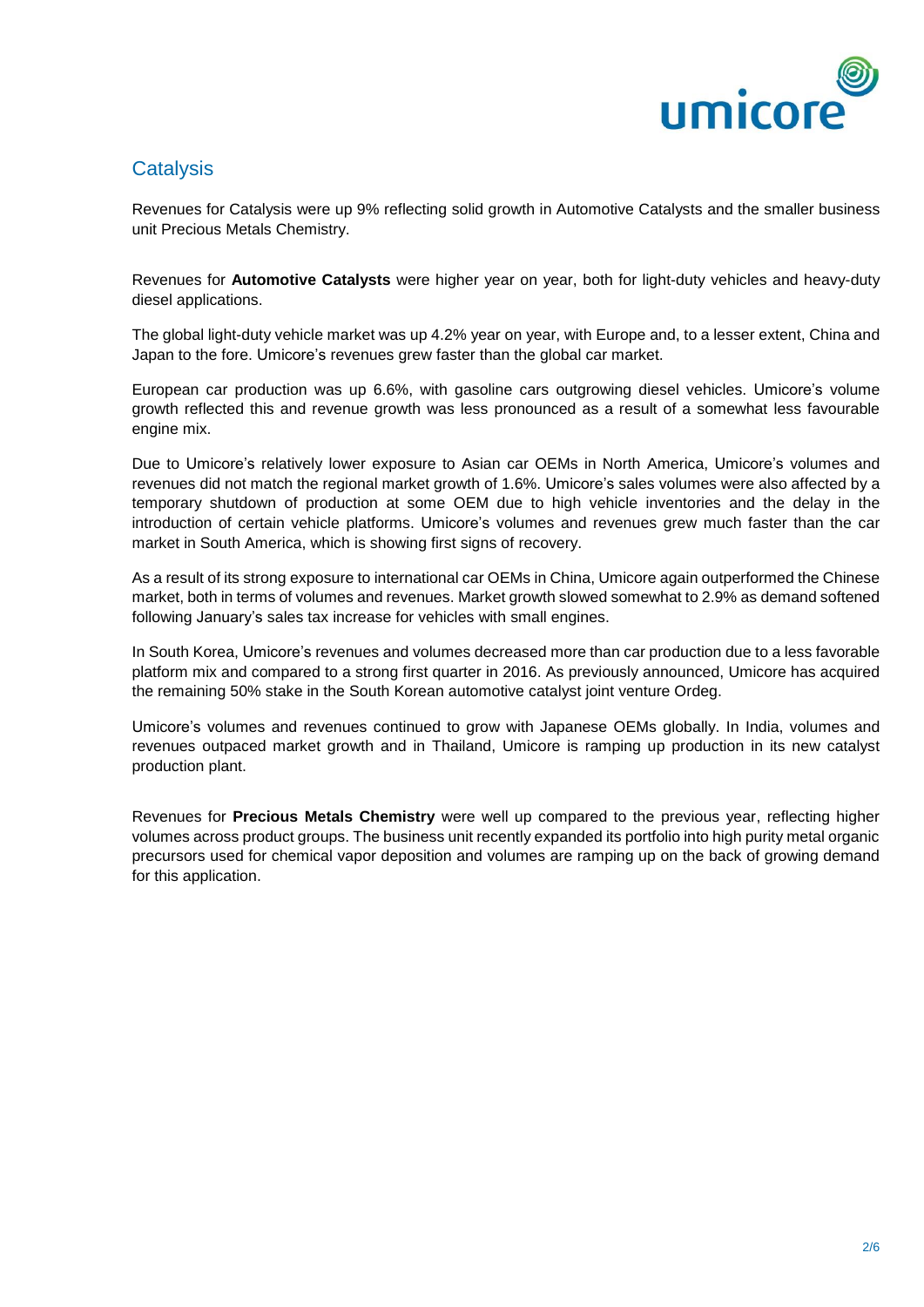## Catalysis

Revenues for Catalysis were up 9% reflecting solid growth in Automotive Catalysts and the smaller business unit Precious Metals Chemistry.

Revenues for **Automotive Catalysts** were higher year on year, both for light-duty vehicles and heavy-duty diesel applications.

The global light-duty vehicle market was up 4.2% year on year, with Europe and, to a lesser extent, China and Japan to the fore. Umicore's revenues grew faster than the global car market.

European car production was up 6.6%, with gasoline cars outgrowing diesel vehicles. Umicore's volume growth reflected this and revenue growth was less pronounced as a result of a somewhat less favourable engine mix.

Due to Umicore's relatively lower exposure to Asian car OEMs in North America, Umicore's volumes and revenues did not match the regional market growth of 1.6%. Umicore's sales volumes were also affected by a temporary shutdown of production at some OEM due to high vehicle inventories and the delay in the introduction of certain vehicle platforms. Umicore's volumes and revenues grew much faster than the car market in South America, which is showing first signs of recovery.

As a result of its strong exposure to international car OEMs in China, Umicore again outperformed the Chinese market, both in terms of volumes and revenues. Market growth slowed somewhat to 2.9% as demand softened following January's sales tax increase for vehicles with small engines.

In South Korea, Umicore's revenues and volumes decreased more than car production due to a less favorable platform mix and compared to a strong first quarter in 2016. As previously announced, Umicore has acquired the remaining 50% stake in the South Korean automotive catalyst joint venture Ordeg.

Umicore's volumes and revenues continued to grow with Japanese OEMs globally. In India, volumes and revenues outpaced market growth and in Thailand, Umicore is ramping up production in its new catalyst production plant.

Revenues for **Precious Metals Chemistry** were well up compared to the previous year, reflecting higher volumes across product groups. The business unit recently expanded its portfolio into high purity metal organic precursors used for chemical vapor deposition and volumes are ramping up on the back of growing demand for this application.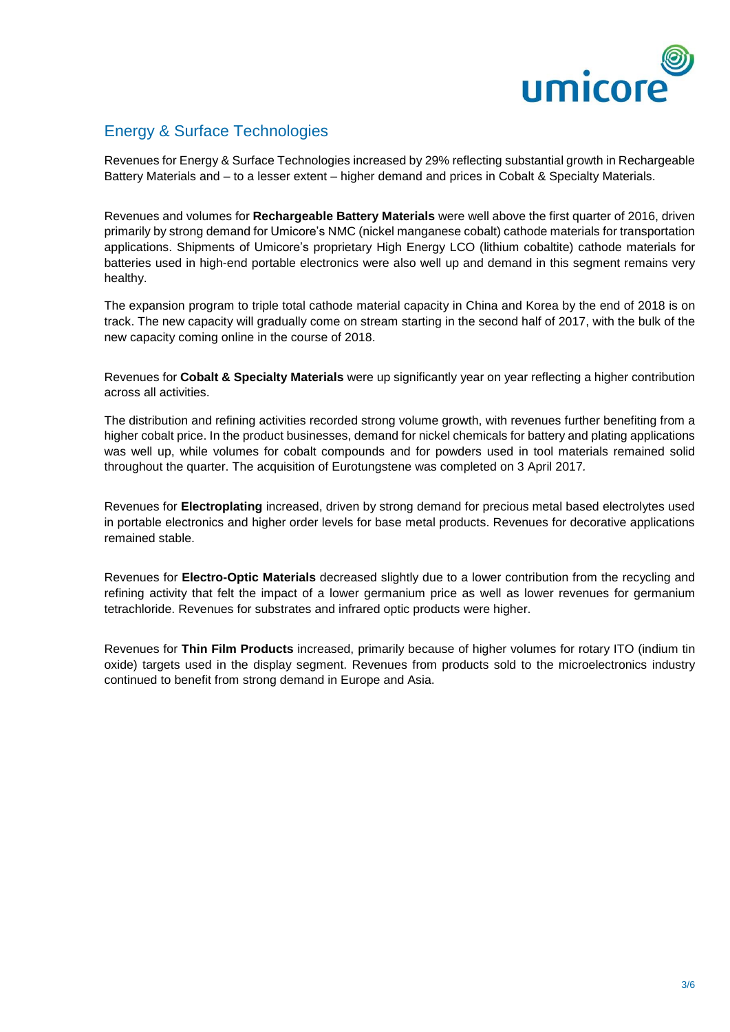## Energy & Surface Technologies

Revenues for Energy & Surface Technologies increased by 29% reflecting substantial growth in Rechargeable Battery Materials and – to a lesser extent – higher demand and prices in Cobalt & Specialty Materials.

Revenues and volumes for **Rechargeable Battery Materials** were well above the first quarter of 2016, driven primarily by strong demand for Umicore's NMC (nickel manganese cobalt) cathode materials for transportation applications. Shipments of Umicore's proprietary High Energy LCO (lithium cobaltite) cathode materials for batteries used in high-end portable electronics were also well up and demand in this segment remains very healthy.

The expansion program to triple total cathode material capacity in China and Korea by the end of 2018 is on track. The new capacity will gradually come on stream starting in the second half of 2017, with the bulk of the new capacity coming online in the course of 2018.

Revenues for **Cobalt & Specialty Materials** were up significantly year on year reflecting a higher contribution across all activities.

The distribution and refining activities recorded strong volume growth, with revenues further benefiting from a higher cobalt price. In the product businesses, demand for nickel chemicals for battery and plating applications was well up, while volumes for cobalt compounds and for powders used in tool materials remained solid throughout the quarter. The acquisition of Eurotungstene was completed on 3 April 2017.

Revenues for **Electroplating** increased, driven by strong demand for precious metal based electrolytes used in portable electronics and higher order levels for base metal products. Revenues for decorative applications remained stable.

Revenues for **Electro-Optic Materials** decreased slightly due to a lower contribution from the recycling and refining activity that felt the impact of a lower germanium price as well as lower revenues for germanium tetrachloride. Revenues for substrates and infrared optic products were higher.

Revenues for **Thin Film Products** increased, primarily because of higher volumes for rotary ITO (indium tin oxide) targets used in the display segment. Revenues from products sold to the microelectronics industry continued to benefit from strong demand in Europe and Asia.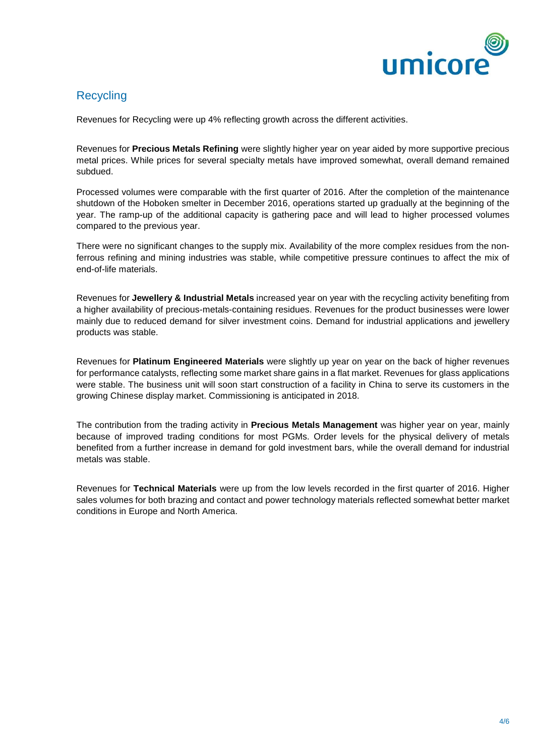## Recycling

Revenues for Recycling were up 4% reflecting growth across the different activities.

Revenues for **Precious Metals Refining** were slightly higher year on year aided by more supportive precious metal prices. While prices for several specialty metals have improved somewhat, overall demand remained subdued.

Processed volumes were comparable with the first quarter of 2016. After the completion of the maintenance shutdown of the Hoboken smelter in December 2016, operations started up gradually at the beginning of the year. The ramp-up of the additional capacity is gathering pace and will lead to higher processed volumes compared to the previous year.

There were no significant changes to the supply mix. Availability of the more complex residues from the non-ferrous refining and mining industries was stable, while competitive pressure continues to affect the mix of end-of-life materials.

Revenues for **Jewellery & Industrial Metals** increased year on year with the recycling activity benefiting from a higher availability of precious-metals-containing residues. Revenues for the product businesses were lower mainly due to reduced demand for silver investment coins. Demand for industrial applications and jewellery products was stable.

Revenues for **Platinum Engineered Materials** were slightly up year on year on the back of higher revenues for performance catalysts, reflecting some market share gains in a flat market. Revenues for glass applications were stable. The business unit will soon start construction of a facility in China to serve its customers in the growing Chinese display market. Commissioning is anticipated in 2018.

The contribution from the trading activity in **Precious Metals Management** was higher year on year, mainly because of improved trading conditions for most PGMs. Order levels for the physical delivery of metals benefited from a further increase in demand for gold investment bars, while the overall demand for industrial metals was stable.

Revenues for **Technical Materials** were up from the low levels recorded in the first quarter of 2016. Higher sales volumes for both brazing and contact and power technology materials reflected somewhat better market conditions in Europe and North America.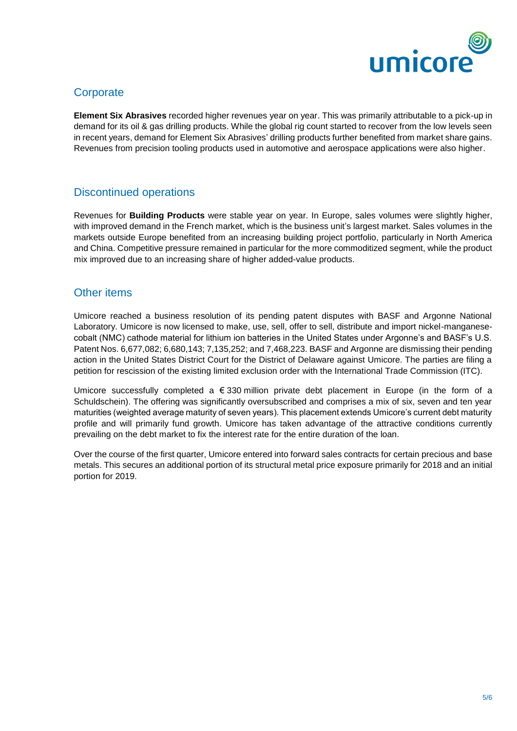## Corporate

**Element Six Abrasives** recorded higher revenues year on year. This was primarily attributable to a pick-up in demand for its oil & gas drilling products. While the global rig count started to recover from the low levels seen in recent years, demand for Element Six Abrasives' drilling products further benefited from market share gains. Revenues from precision tooling products used in automotive and aerospace applications were also higher.

## Discontinued operations

Revenues for **Building Products** were stable year on year. In Europe, sales volumes were slightly higher, with improved demand in the French market, which is the business unit's largest market. Sales volumes in the markets outside Europe benefited from an increasing building project portfolio, particularly in North America and China. Competitive pressure remained in particular for the more commoditized segment, while the product mix improved due to an increasing share of higher added-value products.

## Other items

Umicore reached a business resolution of its pending patent disputes with BASF and Argonne National Laboratory. Umicore is now licensed to make, use, sell, offer to sell, distribute and import nickel-manganese-cobalt (NMC) cathode material for lithium ion batteries in the United States under Argonne's and BASF's U.S. Patent Nos. 6,677,082; 6,680,143; 7,135,252; and 7,468,223. BASF and Argonne are dismissing their pending action in the United States District Court for the District of Delaware against Umicore. The parties are filing a petition for rescission of the existing limited exclusion order with the International Trade Commission (ITC).

Umicore successfully completed a € 330 million private debt placement in Europe (in the form of a Schuldschein). The offering was significantly oversubscribed and comprises a mix of six, seven and ten year maturities (weighted average maturity of seven years). This placement extends Umicore's current debt maturity profile and will primarily fund growth. Umicore has taken advantage of the attractive conditions currently prevailing on the debt market to fix the interest rate for the entire duration of the loan.

Over the course of the first quarter, Umicore entered into forward sales contracts for certain precious and base metals. This secures an additional portion of its structural metal price exposure primarily for 2018 and an initial portion for 2019.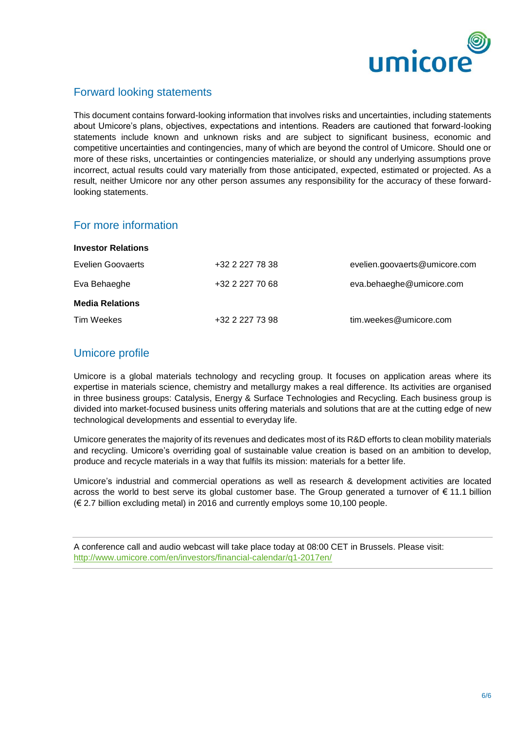## Forward looking statements

This document contains forward-looking information that involves risks and uncertainties, including statements about Umicore's plans, objectives, expectations and intentions. Readers are cautioned that forward-looking statements include known and unknown risks and are subject to significant business, economic and competitive uncertainties and contingencies, many of which are beyond the control of Umicore. Should one or more of these risks, uncertainties or contingencies materialize, or should any underlying assumptions prove incorrect, actual results could vary materially from those anticipated, expected, estimated or projected. As a result, neither Umicore nor any other person assumes any responsibility for the accuracy of these forward-looking statements.

## For more information

| | | |
|---|---|---|
| **Investor Relations** | | |
| Evelien Goovaerts | +32 2 227 78 38 | evelien.goovaerts@umicore.com |
| Eva Behaeghe | +32 2 227 70 68 | eva.behaeghe@umicore.com |
| **Media Relations** | | |
| Tim Weekes | +32 2 227 73 98 | tim.weekes@umicore.com |

## Umicore profile

Umicore is a global materials technology and recycling group. It focuses on application areas where its expertise in materials science, chemistry and metallurgy makes a real difference. Its activities are organised in three business groups: Catalysis, Energy & Surface Technologies and Recycling. Each business group is divided into market-focused business units offering materials and solutions that are at the cutting edge of new technological developments and essential to everyday life.

Umicore generates the majority of its revenues and dedicates most of its R&D efforts to clean mobility materials and recycling. Umicore's overriding goal of sustainable value creation is based on an ambition to develop, produce and recycle materials in a way that fulfils its mission: materials for a better life.

Umicore's industrial and commercial operations as well as research & development activities are located across the world to best serve its global customer base. The Group generated a turnover of € 11.1 billion (€ 2.7 billion excluding metal) in 2016 and currently employs some 10,100 people.

---

A conference call and audio webcast will take place today at 08:00 CET in Brussels. Please visit: http://www.umicore.com/en/investors/financial-calendar/q1-2017en/

---